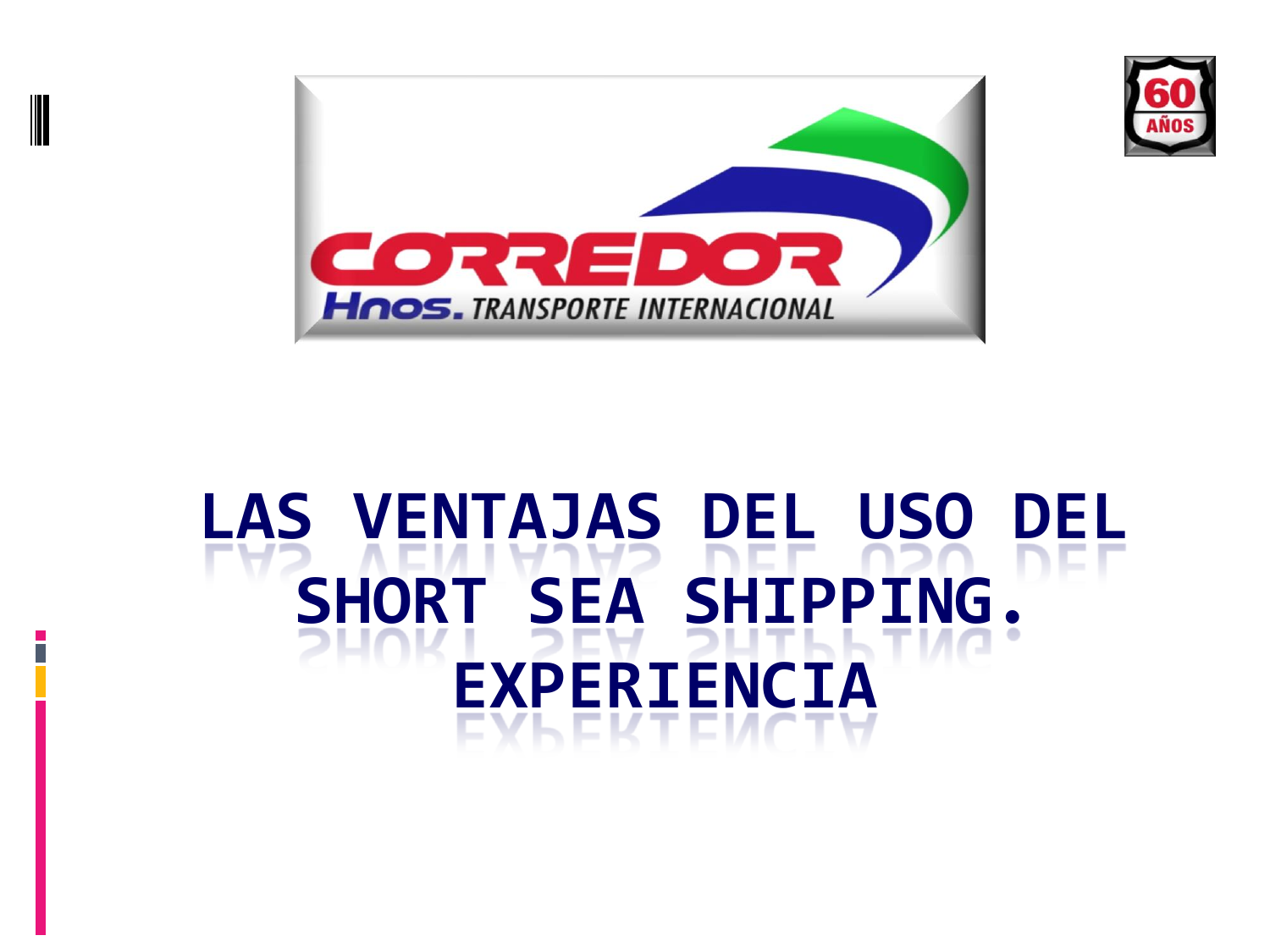CORREDOR Hnos. TRANSPORTE INTERNACIONAL

60 AÑOS

# LAS VENTAJAS DEL USO DEL SHORT SEA SHIPPING. EXPERIENCIA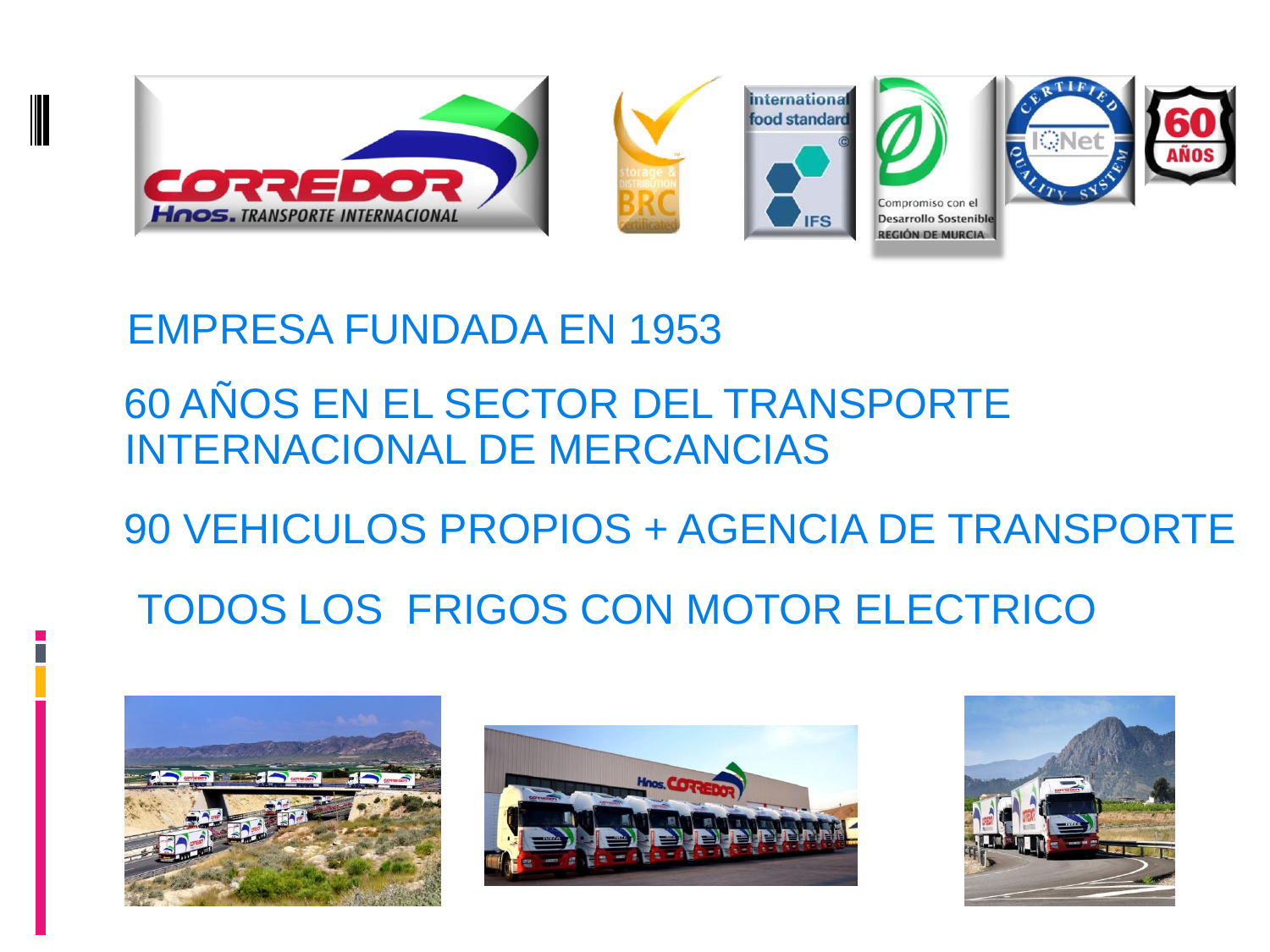EMPRESA FUNDADA EN 1953

60 AÑOS EN EL SECTOR DEL TRANSPORTE INTERNACIONAL DE MERCANCIAS

90 VEHICULOS PROPIOS + AGENCIA DE TRANSPORTE

TODOS LOS FRIGOS CON MOTOR ELECTRICO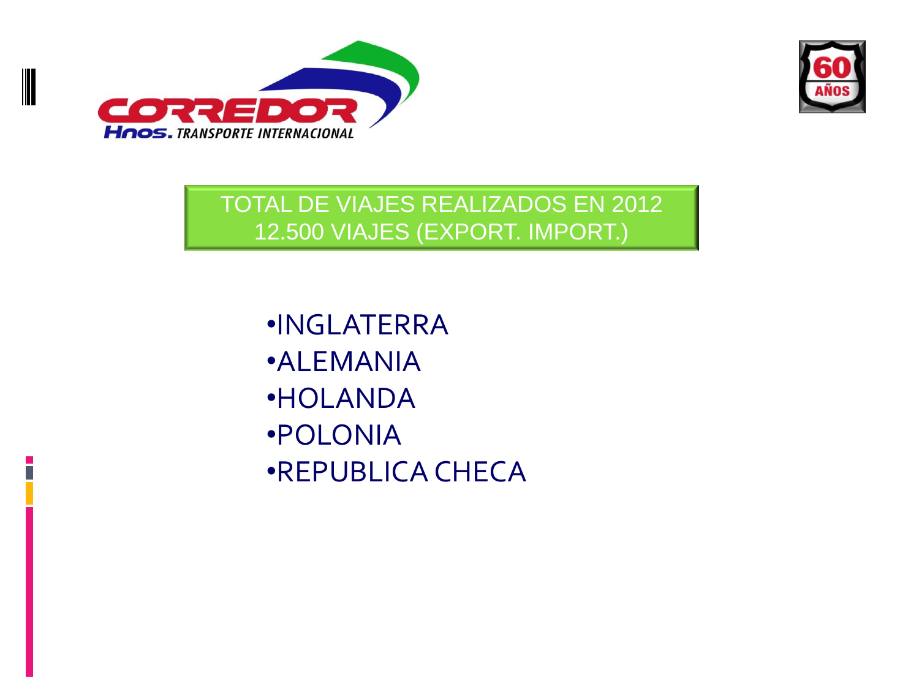CORREDOR Hnos. TRANSPORTE INTERNACIONAL

60 AÑOS

TOTAL DE VIAJES REALIZADOS EN 2012
12.500 VIAJES (EXPORT. IMPORT.)

- INGLATERRA
- ALEMANIA
- HOLANDA
- POLONIA
- REPUBLICA CHECA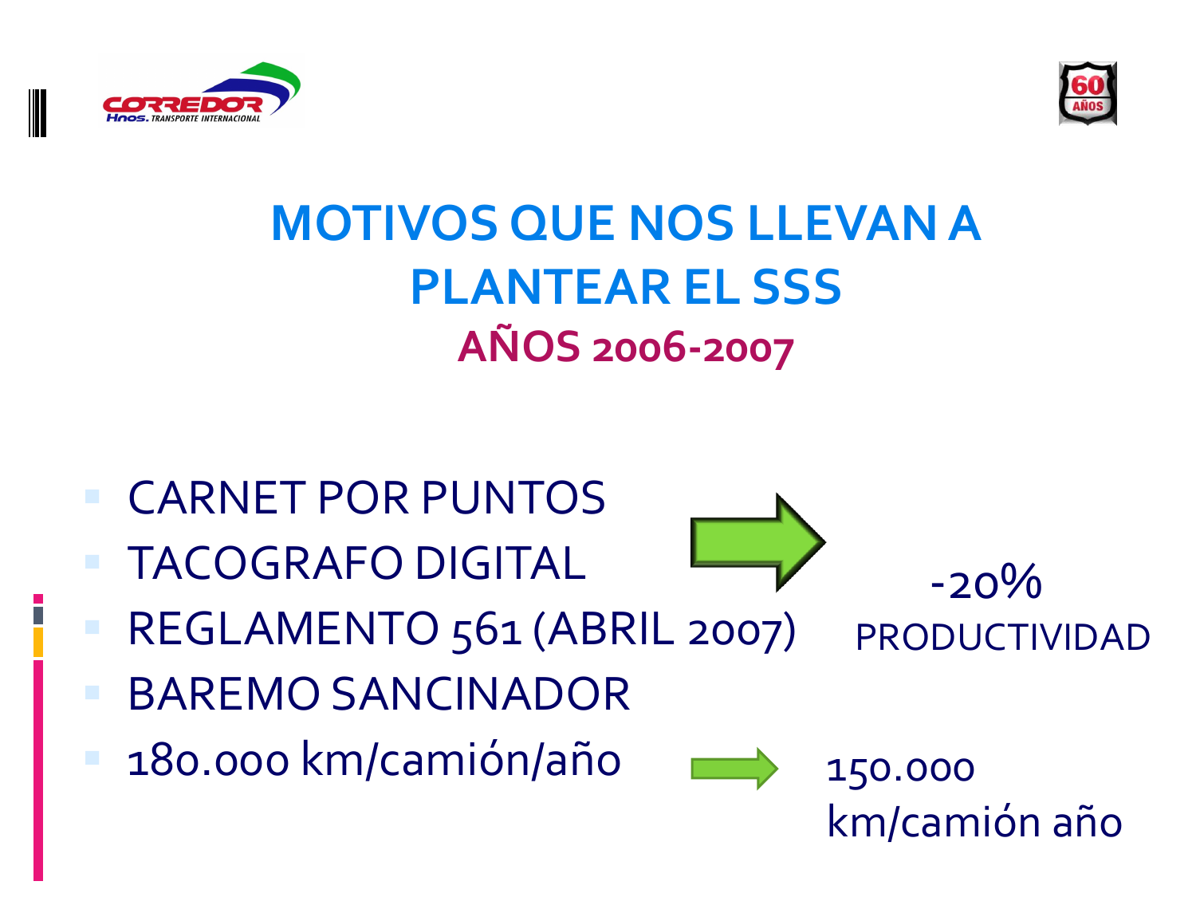# MOTIVOS QUE NOS LLEVAN A PLANTEAR EL SSS

## AÑOS 2006-2007

- CARNET POR PUNTOS
- TACOGRAFO DIGITAL
- REGLAMENTO 561 (ABRIL 2007)
- BAREMO SANCINADOR
- 180.000 km/camión/año

→ -20% PRODUCTIVIDAD

→ 150.000 km/camión año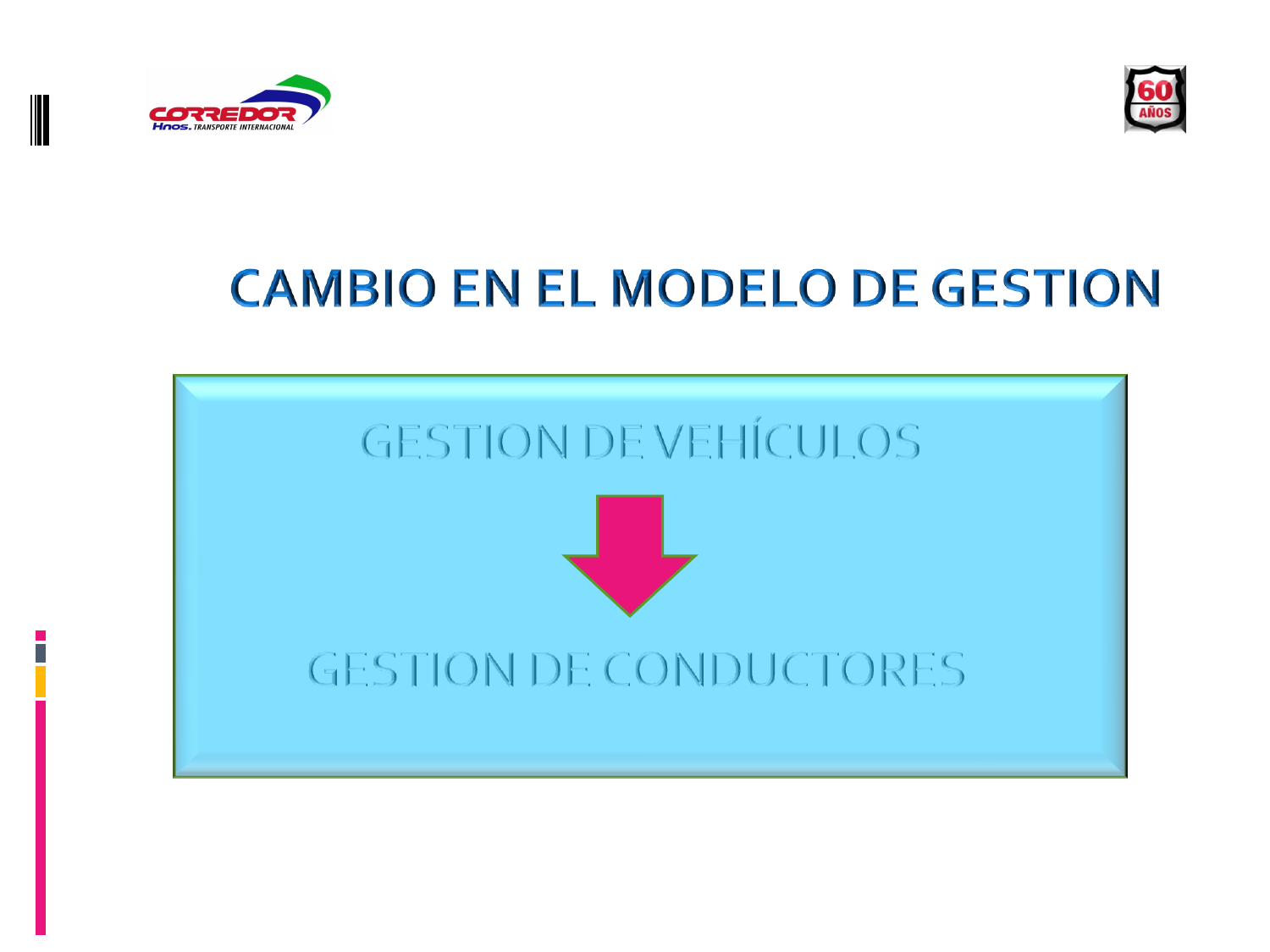# CAMBIO EN EL MODELO DE GESTION

GESTION DE VEHÍCULOS

↓

GESTION DE CONDUCTORES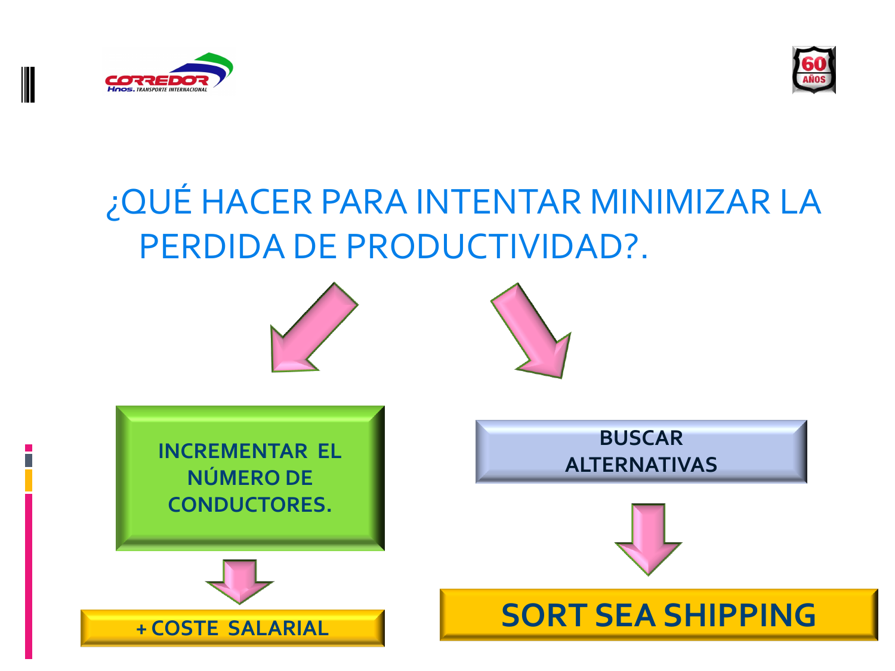# ¿QUÉ HACER PARA INTENTAR MINIMIZAR LA PERDIDA DE PRODUCTIVIDAD?.

**INCREMENTAR EL NÚMERO DE CONDUCTORES.**

**+ COSTE SALARIAL**

**BUSCAR ALTERNATIVAS**

**SORT SEA SHIPPING**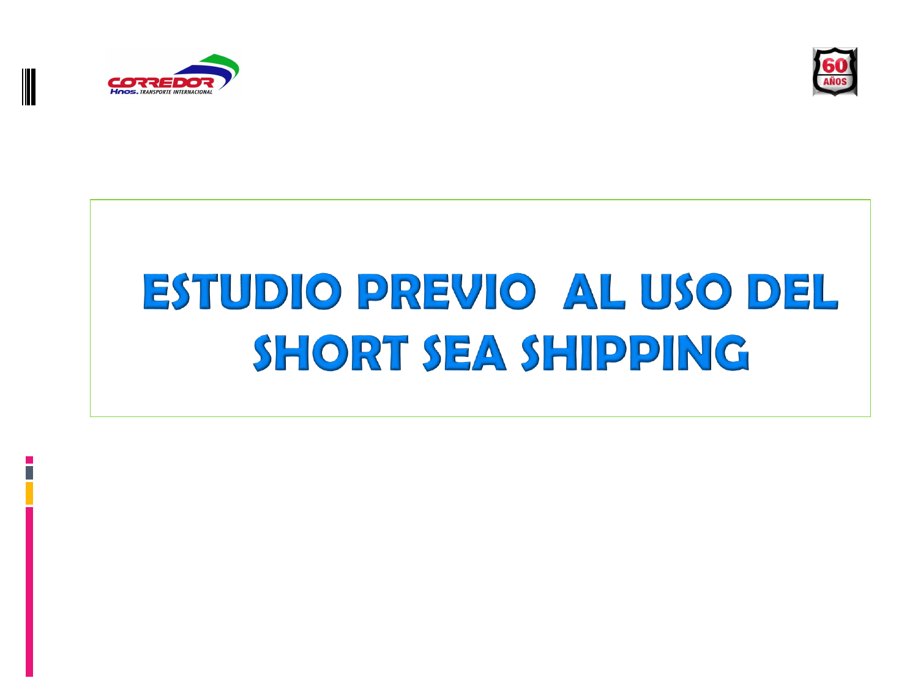# ESTUDIO PREVIO AL USO DEL SHORT SEA SHIPPING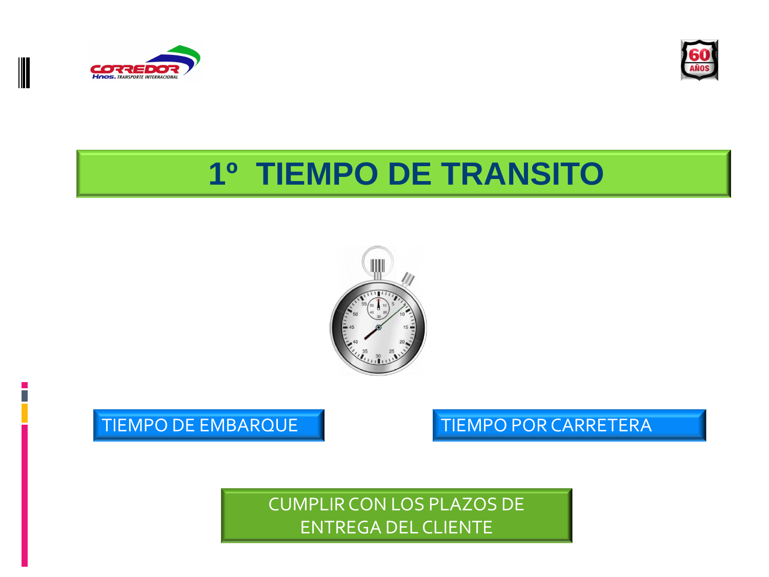# 1º TIEMPO DE TRANSITO

TIEMPO DE EMBARQUE

TIEMPO POR CARRETERA

CUMPLIR CON LOS PLAZOS DE ENTREGA DEL CLIENTE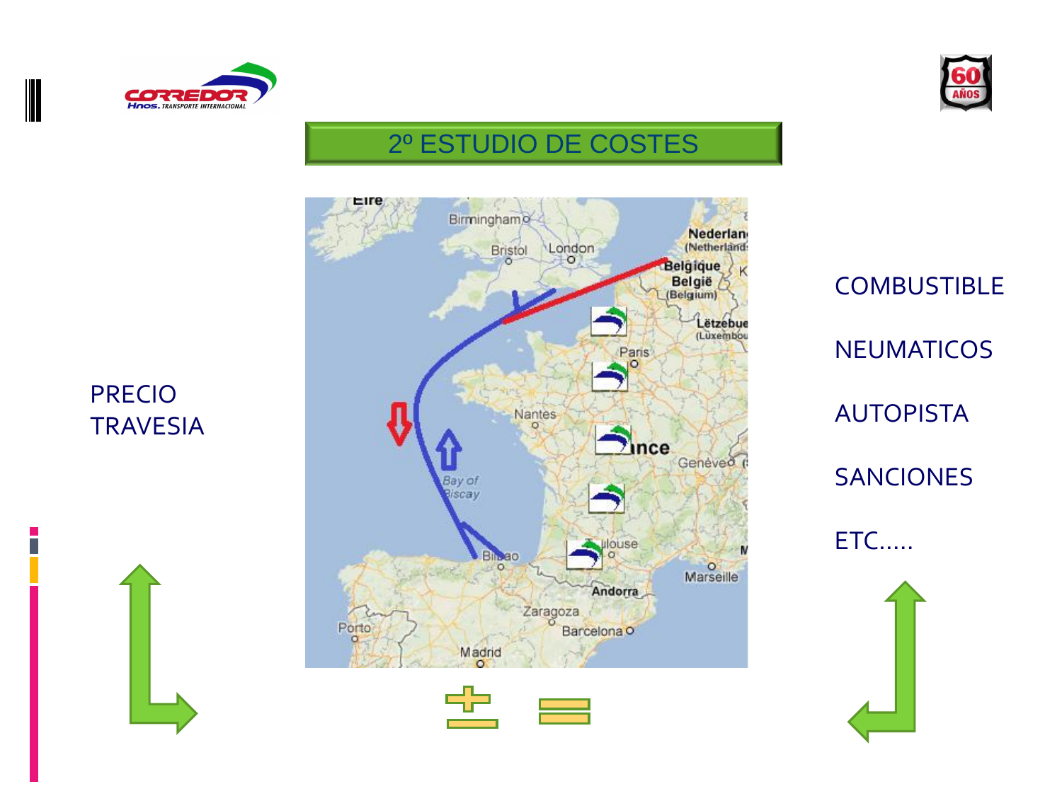# 2º ESTUDIO DE COSTES

PRECIO TRAVESIA

COMBUSTIBLE

NEUMATICOS

AUTOPISTA

SANCIONES

ETC.....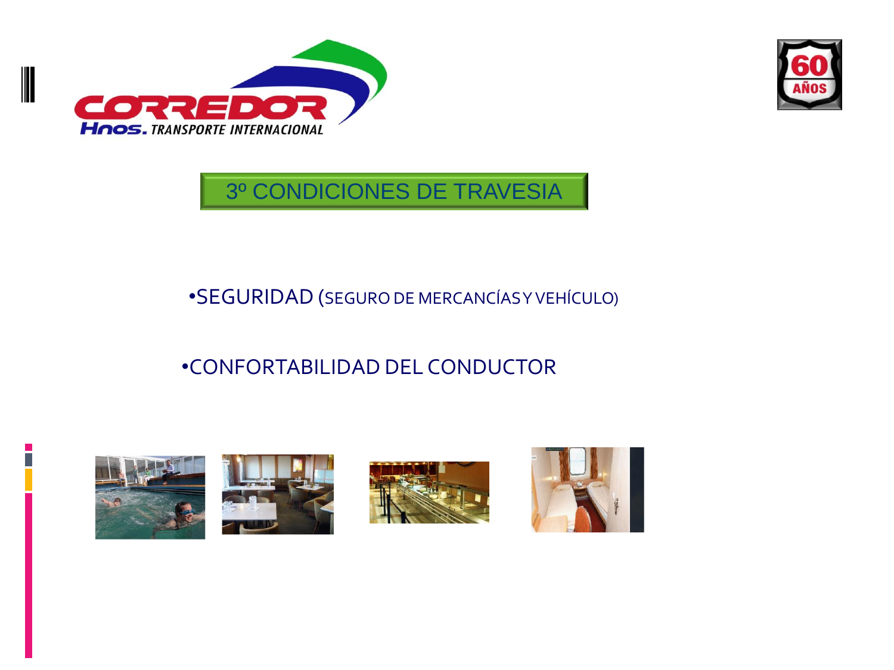## 3º CONDICIONES DE TRAVESIA

- SEGURIDAD (SEGURO DE MERCANCÍAS Y VEHÍCULO)
- CONFORTABILIDAD DEL CONDUCTOR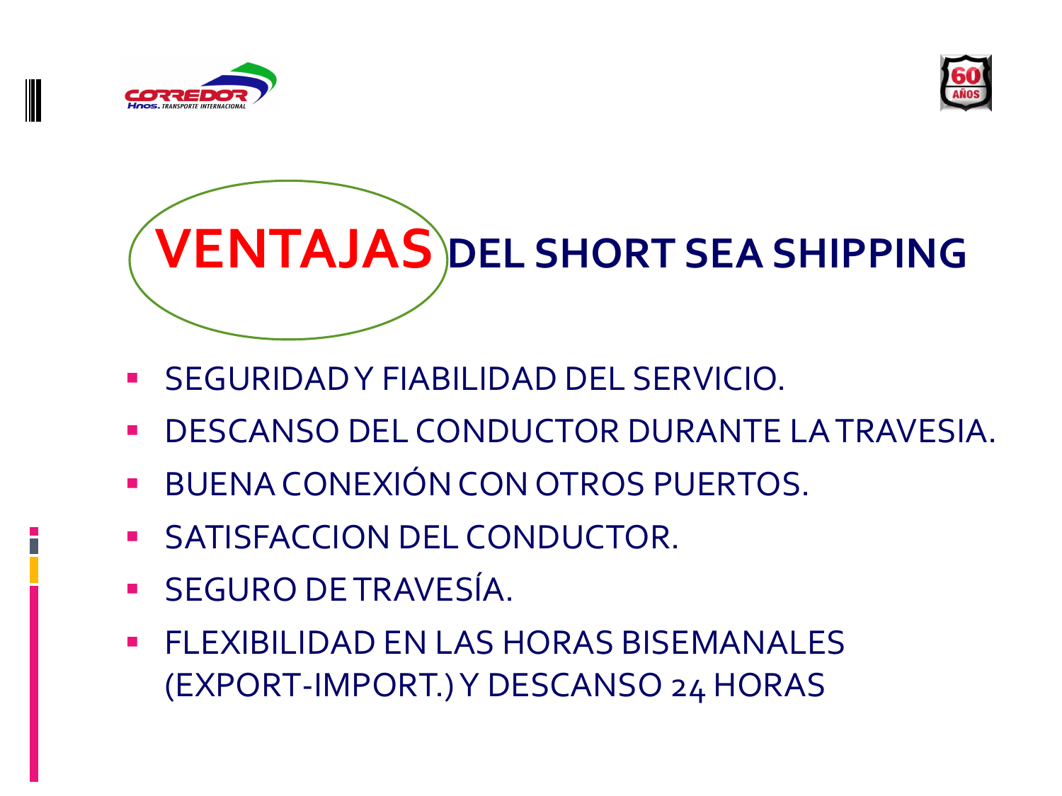# VENTAJAS DEL SHORT SEA SHIPPING

- SEGURIDAD Y FIABILIDAD DEL SERVICIO.
- DESCANSO DEL CONDUCTOR DURANTE LA TRAVESIA.
- BUENA CONEXIÓN CON OTROS PUERTOS.
- SATISFACCION DEL CONDUCTOR.
- SEGURO DE TRAVESÍA.
- FLEXIBILIDAD EN LAS HORAS BISEMANALES (EXPORT-IMPORT.) Y DESCANSO 24 HORAS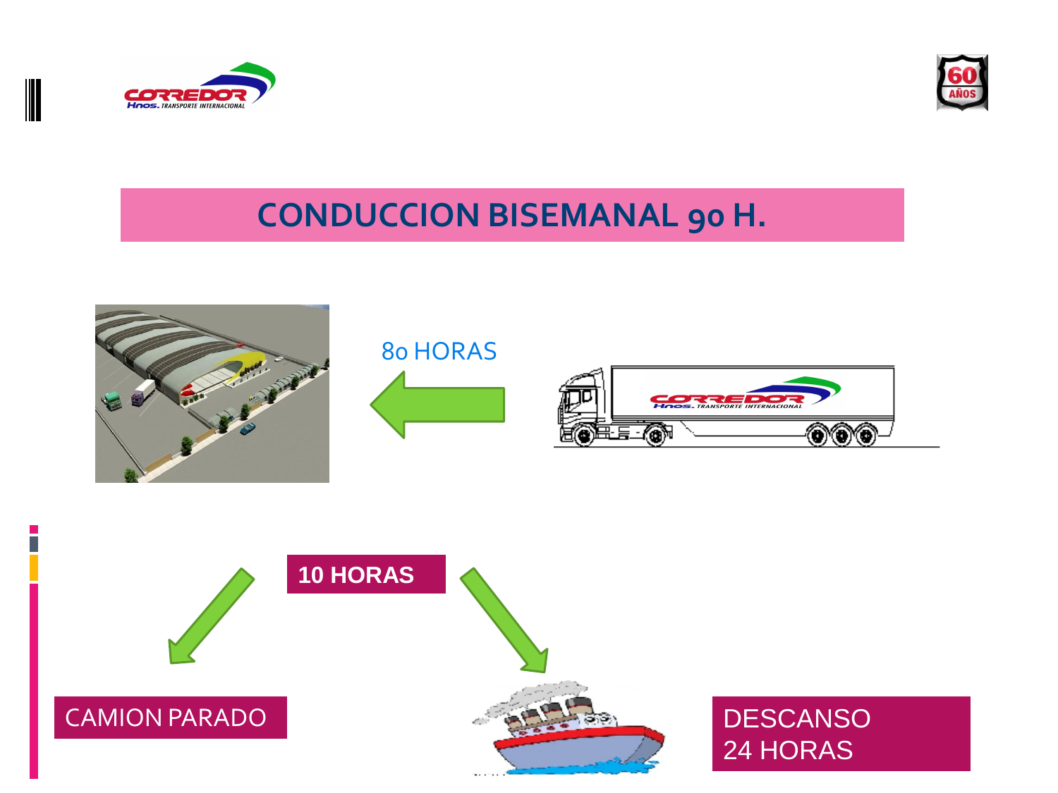# CONDUCCION BISEMANAL 90 H.

80 HORAS

10 HORAS

CAMION PARADO

DESCANSO
24 HORAS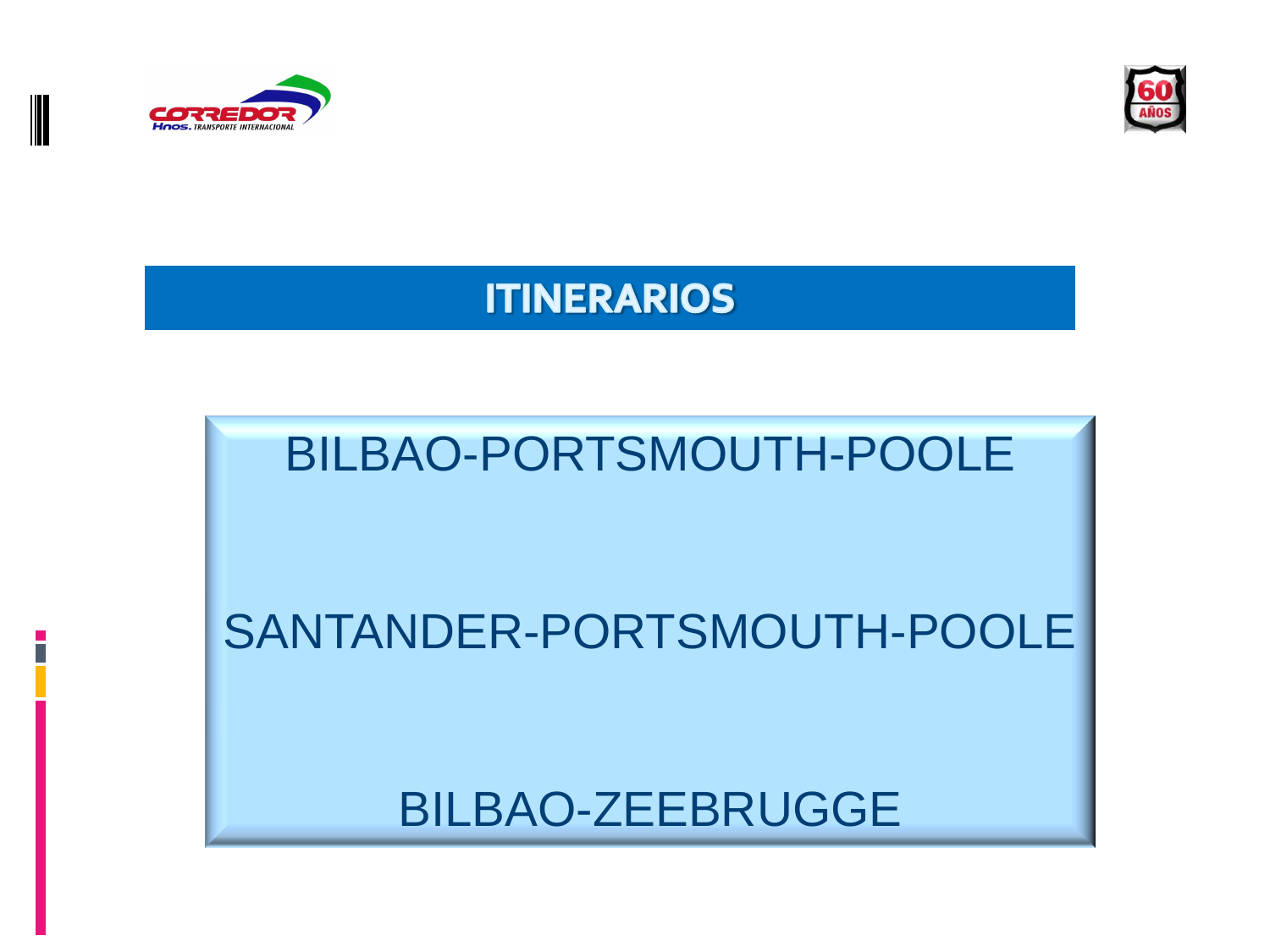# ITINERARIOS

BILBAO-PORTSMOUTH-POOLE

SANTANDER-PORTSMOUTH-POOLE

BILBAO-ZEEBRUGGE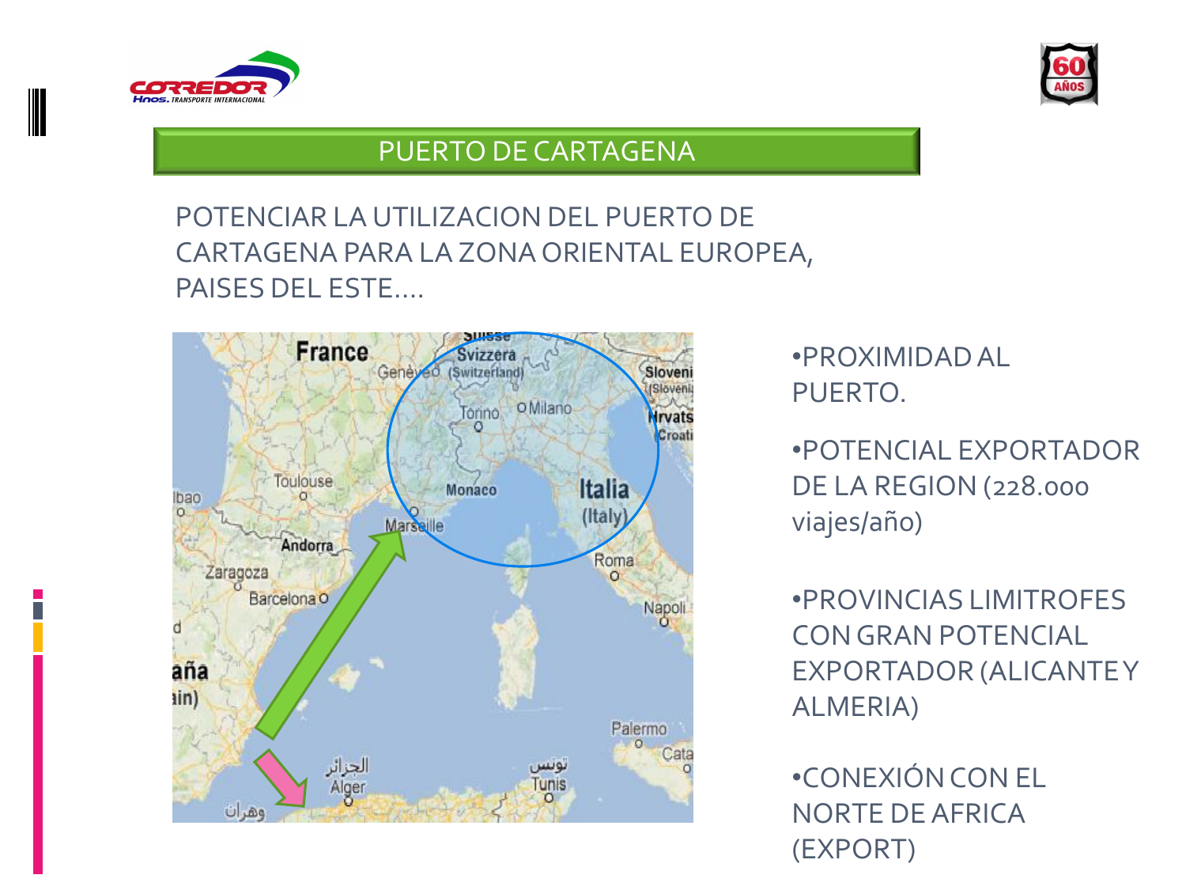## PUERTO DE CARTAGENA

POTENCIAR LA UTILIZACION DEL PUERTO DE CARTAGENA PARA LA ZONA ORIENTAL EUROPEA, PAISES DEL ESTE….

- PROXIMIDAD AL PUERTO.
- POTENCIAL EXPORTADOR DE LA REGION (228.000 viajes/año)
- PROVINCIAS LIMITROFES CON GRAN POTENCIAL EXPORTADOR (ALICANTE Y ALMERIA)
- CONEXIÓN CON EL NORTE DE AFRICA (EXPORT)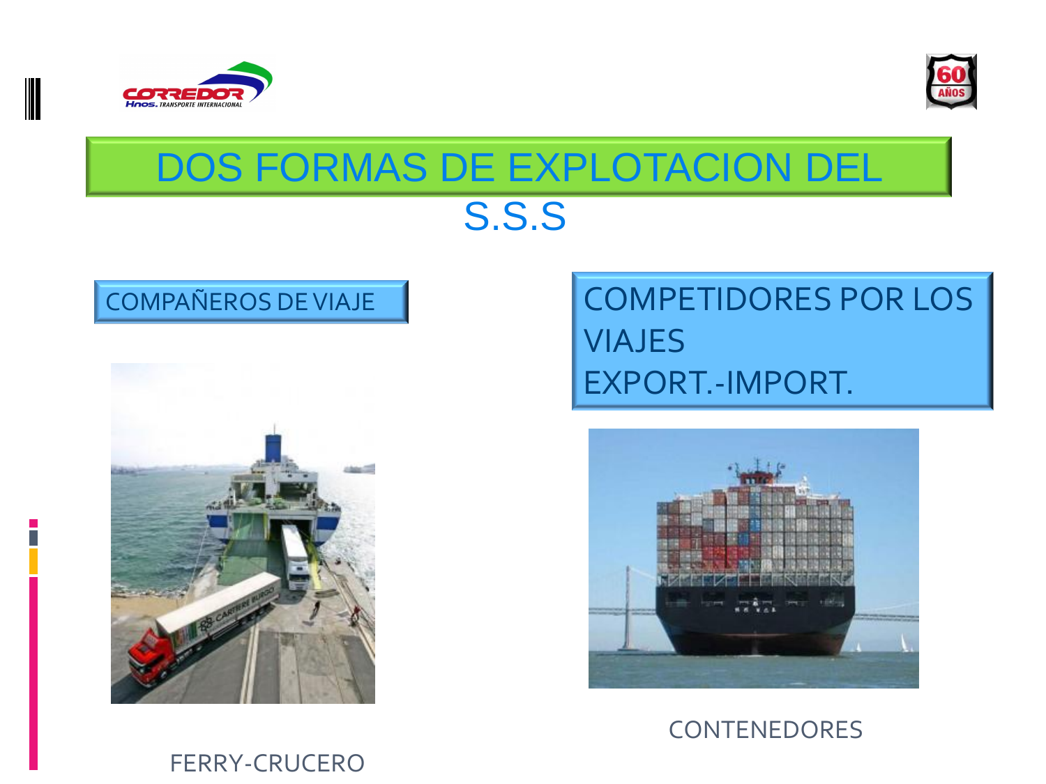# DOS FORMAS DE EXPLOTACION DEL S.S.S

COMPAÑEROS DE VIAJE

COMPETIDORES POR LOS VIAJES EXPORT.-IMPORT.

FERRY-CRUCERO

CONTENEDORES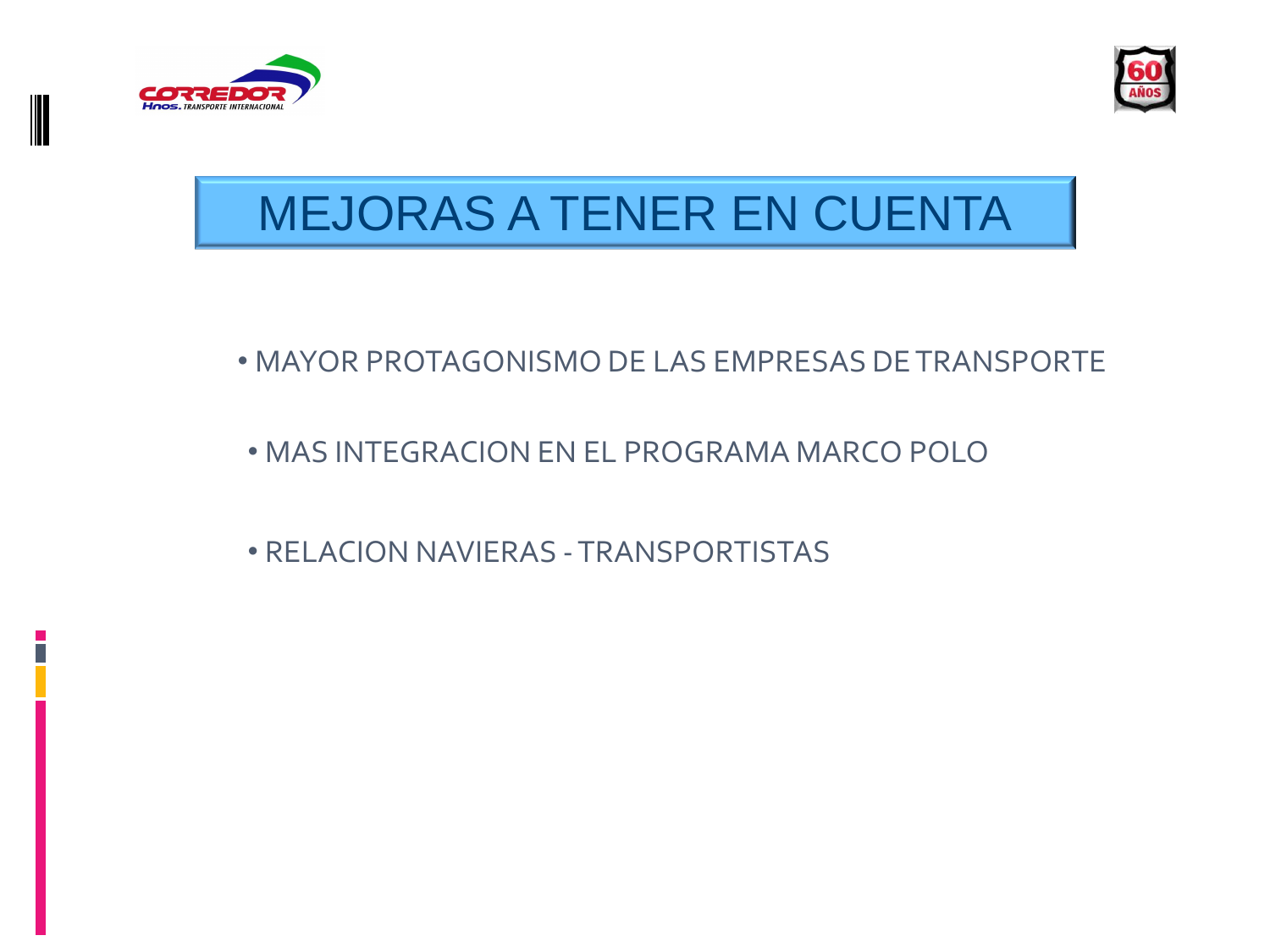# MEJORAS A TENER EN CUENTA

- MAYOR PROTAGONISMO DE LAS EMPRESAS DE TRANSPORTE
- MAS INTEGRACION EN EL PROGRAMA MARCO POLO
- RELACION NAVIERAS - TRANSPORTISTAS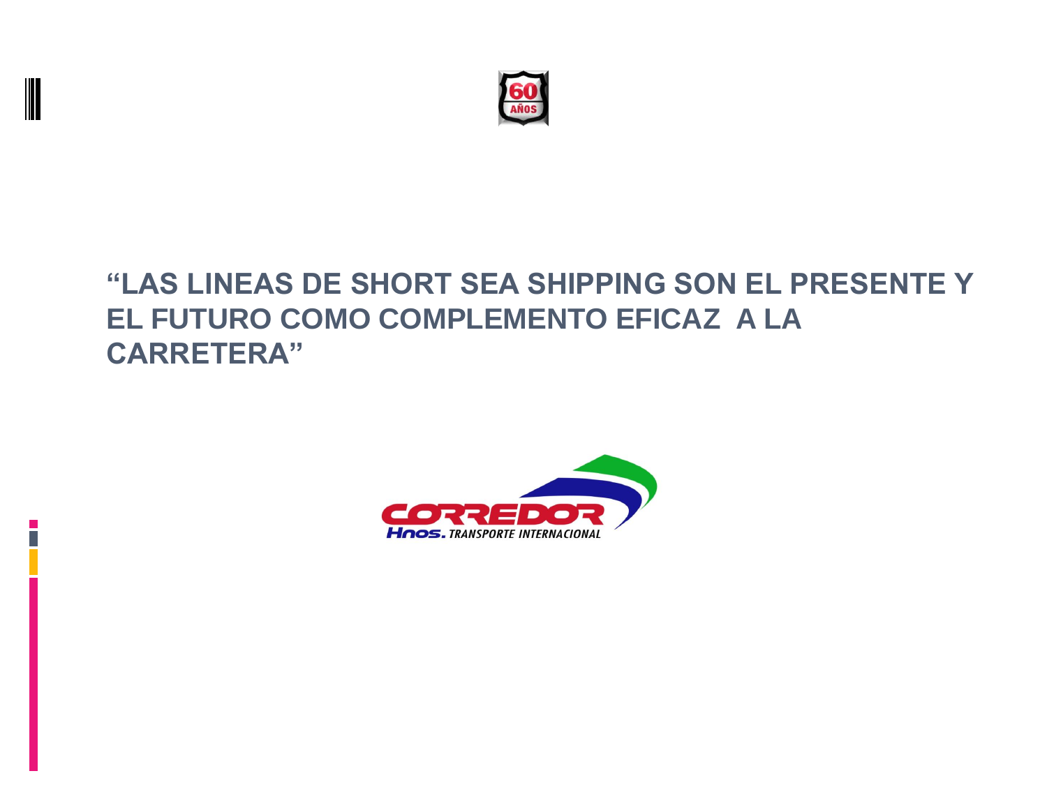60 AÑOS

**“LAS LINEAS DE SHORT SEA SHIPPING SON EL PRESENTE Y EL FUTURO COMO COMPLEMENTO EFICAZ A LA CARRETERA”**

CORREDOR Hnos. TRANSPORTE INTERNACIONAL